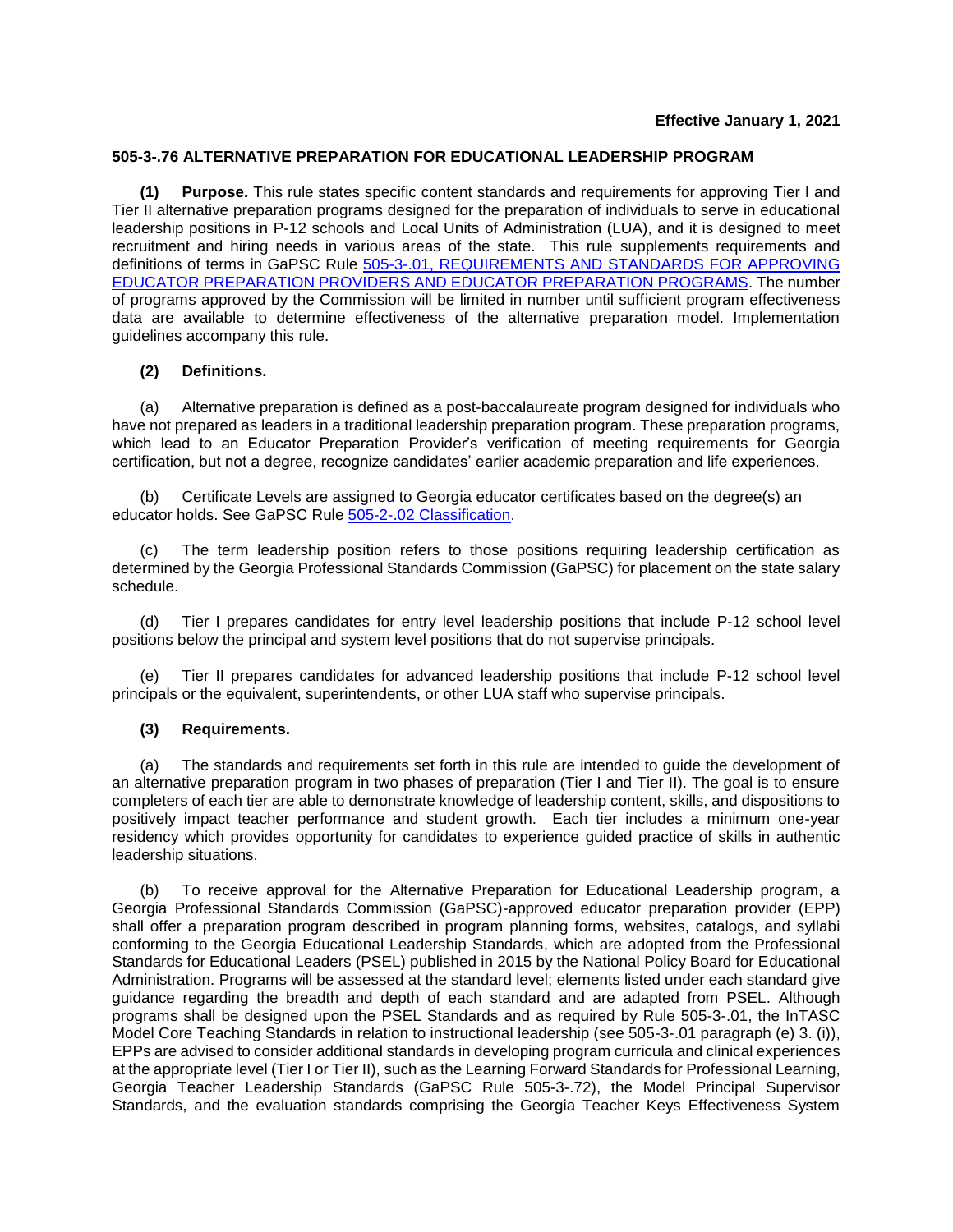**Effective January 1, 2021**

## 505-3-.76 ALTERNATIVE PREPARATION FOR EDUCATIONAL LEADERSHIP PROGRAM

**(1) Purpose.** This rule states specific content standards and requirements for approving Tier I and Tier II alternative preparation programs designed for the preparation of individuals to serve in educational leadership positions in P-12 schools and Local Units of Administration (LUA), and it is designed to meet recruitment and hiring needs in various areas of the state. This rule supplements requirements and definitions of terms in GaPSC Rule 505-3-.01, REQUIREMENTS AND STANDARDS FOR APPROVING EDUCATOR PREPARATION PROVIDERS AND EDUCATOR PREPARATION PROGRAMS. The number of programs approved by the Commission will be limited in number until sufficient program effectiveness data are available to determine effectiveness of the alternative preparation model. Implementation guidelines accompany this rule.

**(2) Definitions.**

(a) Alternative preparation is defined as a post-baccalaureate program designed for individuals who have not prepared as leaders in a traditional leadership preparation program. These preparation programs, which lead to an Educator Preparation Provider's verification of meeting requirements for Georgia certification, but not a degree, recognize candidates' earlier academic preparation and life experiences.

(b) Certificate Levels are assigned to Georgia educator certificates based on the degree(s) an educator holds. See GaPSC Rule 505-2-.02 Classification.

(c) The term leadership position refers to those positions requiring leadership certification as determined by the Georgia Professional Standards Commission (GaPSC) for placement on the state salary schedule.

(d) Tier I prepares candidates for entry level leadership positions that include P-12 school level positions below the principal and system level positions that do not supervise principals.

(e) Tier II prepares candidates for advanced leadership positions that include P-12 school level principals or the equivalent, superintendents, or other LUA staff who supervise principals.

**(3) Requirements.**

(a) The standards and requirements set forth in this rule are intended to guide the development of an alternative preparation program in two phases of preparation (Tier I and Tier II). The goal is to ensure completers of each tier are able to demonstrate knowledge of leadership content, skills, and dispositions to positively impact teacher performance and student growth. Each tier includes a minimum one-year residency which provides opportunity for candidates to experience guided practice of skills in authentic leadership situations.

(b) To receive approval for the Alternative Preparation for Educational Leadership program, a Georgia Professional Standards Commission (GaPSC)-approved educator preparation provider (EPP) shall offer a preparation program described in program planning forms, websites, catalogs, and syllabi conforming to the Georgia Educational Leadership Standards, which are adopted from the Professional Standards for Educational Leaders (PSEL) published in 2015 by the National Policy Board for Educational Administration. Programs will be assessed at the standard level; elements listed under each standard give guidance regarding the breadth and depth of each standard and are adapted from PSEL. Although programs shall be designed upon the PSEL Standards and as required by Rule 505-3-.01, the InTASC Model Core Teaching Standards in relation to instructional leadership (see 505-3-.01 paragraph (e) 3. (i)), EPPs are advised to consider additional standards in developing program curricula and clinical experiences at the appropriate level (Tier I or Tier II), such as the Learning Forward Standards for Professional Learning, Georgia Teacher Leadership Standards (GaPSC Rule 505-3-.72), the Model Principal Supervisor Standards, and the evaluation standards comprising the Georgia Teacher Keys Effectiveness System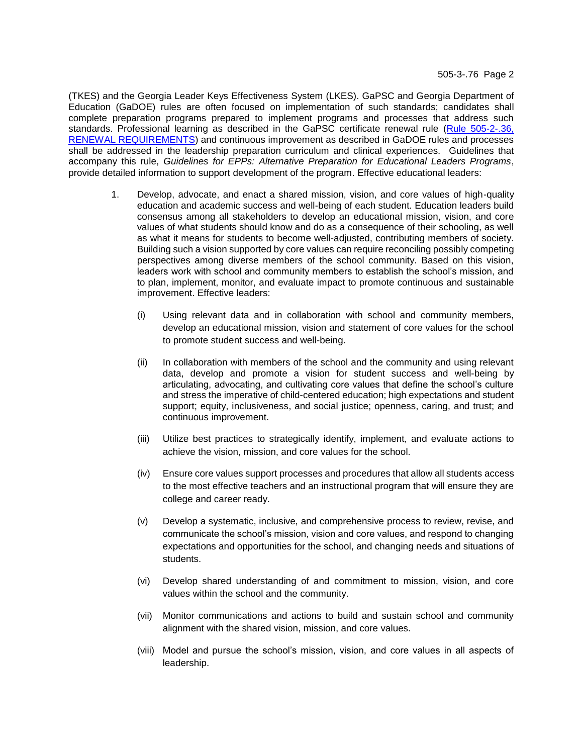(TKES) and the Georgia Leader Keys Effectiveness System (LKES). GaPSC and Georgia Department of Education (GaDOE) rules are often focused on implementation of such standards; candidates shall complete preparation programs prepared to implement programs and processes that address such standards. Professional learning as described in the GaPSC certificate renewal rule ([Rule 505-2-.36, RENEWAL REQUIREMENTS]()) and continuous improvement as described in GaDOE rules and processes shall be addressed in the leadership preparation curriculum and clinical experiences. Guidelines that accompany this rule, *Guidelines for EPPs: Alternative Preparation for Educational Leaders Programs*, provide detailed information to support development of the program. Effective educational leaders:

1. Develop, advocate, and enact a shared mission, vision, and core values of high-quality education and academic success and well-being of each student. Education leaders build consensus among all stakeholders to develop an educational mission, vision, and core values of what students should know and do as a consequence of their schooling, as well as what it means for students to become well-adjusted, contributing members of society. Building such a vision supported by core values can require reconciling possibly competing perspectives among diverse members of the school community. Based on this vision, leaders work with school and community members to establish the school's mission, and to plan, implement, monitor, and evaluate impact to promote continuous and sustainable improvement. Effective leaders:

   (i) Using relevant data and in collaboration with school and community members, develop an educational mission, vision and statement of core values for the school to promote student success and well-being.

   (ii) In collaboration with members of the school and the community and using relevant data, develop and promote a vision for student success and well-being by articulating, advocating, and cultivating core values that define the school's culture and stress the imperative of child-centered education; high expectations and student support; equity, inclusiveness, and social justice; openness, caring, and trust; and continuous improvement.

   (iii) Utilize best practices to strategically identify, implement, and evaluate actions to achieve the vision, mission, and core values for the school.

   (iv) Ensure core values support processes and procedures that allow all students access to the most effective teachers and an instructional program that will ensure they are college and career ready.

   (v) Develop a systematic, inclusive, and comprehensive process to review, revise, and communicate the school's mission, vision and core values, and respond to changing expectations and opportunities for the school, and changing needs and situations of students.

   (vi) Develop shared understanding of and commitment to mission, vision, and core values within the school and the community.

   (vii) Monitor communications and actions to build and sustain school and community alignment with the shared vision, mission, and core values.

   (viii) Model and pursue the school's mission, vision, and core values in all aspects of leadership.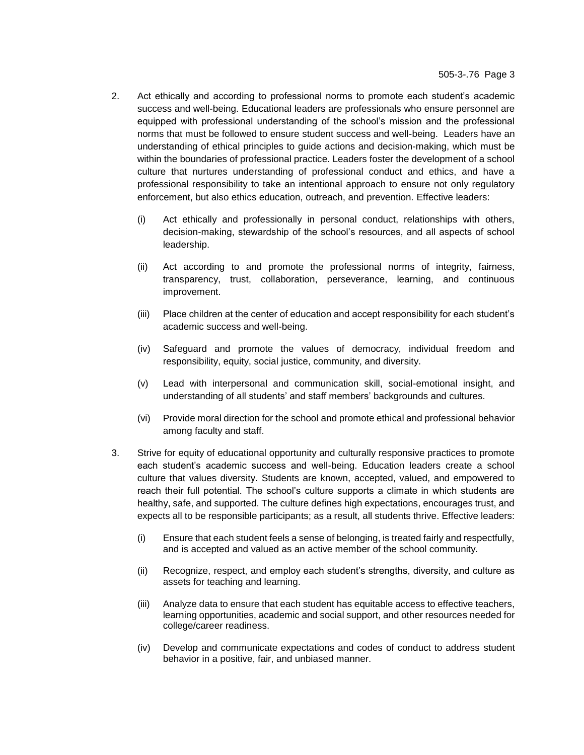2. Act ethically and according to professional norms to promote each student's academic success and well-being. Educational leaders are professionals who ensure personnel are equipped with professional understanding of the school's mission and the professional norms that must be followed to ensure student success and well-being. Leaders have an understanding of ethical principles to guide actions and decision-making, which must be within the boundaries of professional practice. Leaders foster the development of a school culture that nurtures understanding of professional conduct and ethics, and have a professional responsibility to take an intentional approach to ensure not only regulatory enforcement, but also ethics education, outreach, and prevention. Effective leaders:

   (i) Act ethically and professionally in personal conduct, relationships with others, decision-making, stewardship of the school's resources, and all aspects of school leadership.

   (ii) Act according to and promote the professional norms of integrity, fairness, transparency, trust, collaboration, perseverance, learning, and continuous improvement.

   (iii) Place children at the center of education and accept responsibility for each student's academic success and well-being.

   (iv) Safeguard and promote the values of democracy, individual freedom and responsibility, equity, social justice, community, and diversity.

   (v) Lead with interpersonal and communication skill, social-emotional insight, and understanding of all students' and staff members' backgrounds and cultures.

   (vi) Provide moral direction for the school and promote ethical and professional behavior among faculty and staff.

3. Strive for equity of educational opportunity and culturally responsive practices to promote each student's academic success and well-being. Education leaders create a school culture that values diversity. Students are known, accepted, valued, and empowered to reach their full potential. The school's culture supports a climate in which students are healthy, safe, and supported. The culture defines high expectations, encourages trust, and expects all to be responsible participants; as a result, all students thrive. Effective leaders:

   (i) Ensure that each student feels a sense of belonging, is treated fairly and respectfully, and is accepted and valued as an active member of the school community.

   (ii) Recognize, respect, and employ each student's strengths, diversity, and culture as assets for teaching and learning.

   (iii) Analyze data to ensure that each student has equitable access to effective teachers, learning opportunities, academic and social support, and other resources needed for college/career readiness.

   (iv) Develop and communicate expectations and codes of conduct to address student behavior in a positive, fair, and unbiased manner.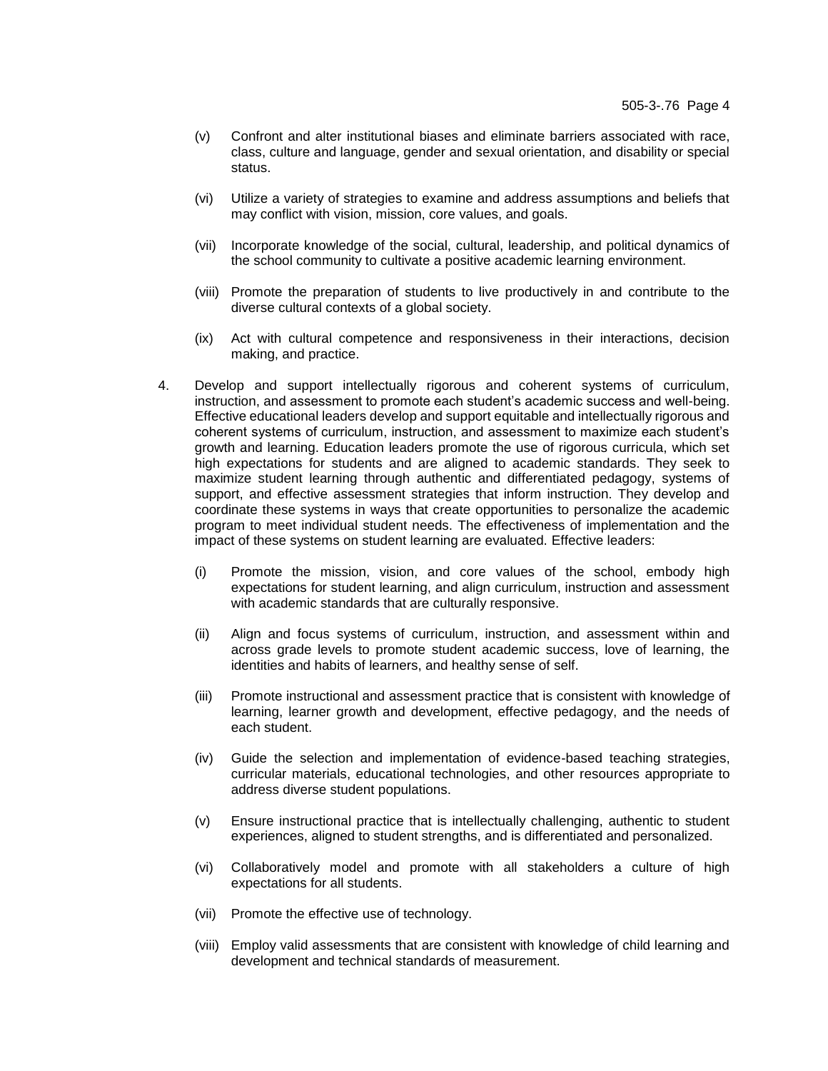(v) Confront and alter institutional biases and eliminate barriers associated with race, class, culture and language, gender and sexual orientation, and disability or special status.

(vi) Utilize a variety of strategies to examine and address assumptions and beliefs that may conflict with vision, mission, core values, and goals.

(vii) Incorporate knowledge of the social, cultural, leadership, and political dynamics of the school community to cultivate a positive academic learning environment.

(viii) Promote the preparation of students to live productively in and contribute to the diverse cultural contexts of a global society.

(ix) Act with cultural competence and responsiveness in their interactions, decision making, and practice.

4. Develop and support intellectually rigorous and coherent systems of curriculum, instruction, and assessment to promote each student's academic success and well-being. Effective educational leaders develop and support equitable and intellectually rigorous and coherent systems of curriculum, instruction, and assessment to maximize each student's growth and learning. Education leaders promote the use of rigorous curricula, which set high expectations for students and are aligned to academic standards. They seek to maximize student learning through authentic and differentiated pedagogy, systems of support, and effective assessment strategies that inform instruction. They develop and coordinate these systems in ways that create opportunities to personalize the academic program to meet individual student needs. The effectiveness of implementation and the impact of these systems on student learning are evaluated. Effective leaders:

   (i) Promote the mission, vision, and core values of the school, embody high expectations for student learning, and align curriculum, instruction and assessment with academic standards that are culturally responsive.

   (ii) Align and focus systems of curriculum, instruction, and assessment within and across grade levels to promote student academic success, love of learning, the identities and habits of learners, and healthy sense of self.

   (iii) Promote instructional and assessment practice that is consistent with knowledge of learning, learner growth and development, effective pedagogy, and the needs of each student.

   (iv) Guide the selection and implementation of evidence-based teaching strategies, curricular materials, educational technologies, and other resources appropriate to address diverse student populations.

   (v) Ensure instructional practice that is intellectually challenging, authentic to student experiences, aligned to student strengths, and is differentiated and personalized.

   (vi) Collaboratively model and promote with all stakeholders a culture of high expectations for all students.

   (vii) Promote the effective use of technology.

   (viii) Employ valid assessments that are consistent with knowledge of child learning and development and technical standards of measurement.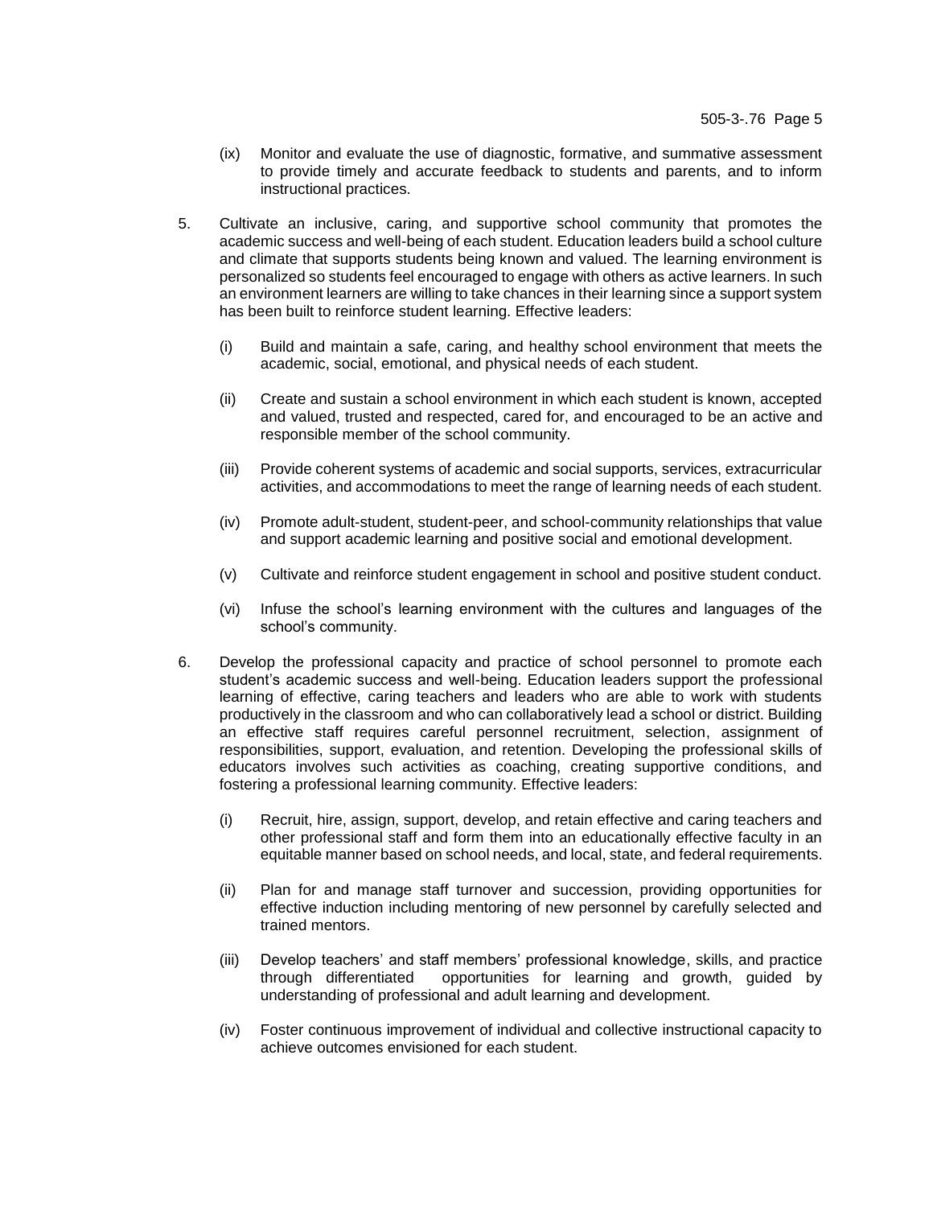(ix) Monitor and evaluate the use of diagnostic, formative, and summative assessment to provide timely and accurate feedback to students and parents, and to inform instructional practices.

5. Cultivate an inclusive, caring, and supportive school community that promotes the academic success and well-being of each student. Education leaders build a school culture and climate that supports students being known and valued. The learning environment is personalized so students feel encouraged to engage with others as active learners. In such an environment learners are willing to take chances in their learning since a support system has been built to reinforce student learning. Effective leaders:

   (i) Build and maintain a safe, caring, and healthy school environment that meets the academic, social, emotional, and physical needs of each student.

   (ii) Create and sustain a school environment in which each student is known, accepted and valued, trusted and respected, cared for, and encouraged to be an active and responsible member of the school community.

   (iii) Provide coherent systems of academic and social supports, services, extracurricular activities, and accommodations to meet the range of learning needs of each student.

   (iv) Promote adult-student, student-peer, and school-community relationships that value and support academic learning and positive social and emotional development.

   (v) Cultivate and reinforce student engagement in school and positive student conduct.

   (vi) Infuse the school's learning environment with the cultures and languages of the school's community.

6. Develop the professional capacity and practice of school personnel to promote each student's academic success and well-being. Education leaders support the professional learning of effective, caring teachers and leaders who are able to work with students productively in the classroom and who can collaboratively lead a school or district. Building an effective staff requires careful personnel recruitment, selection, assignment of responsibilities, support, evaluation, and retention. Developing the professional skills of educators involves such activities as coaching, creating supportive conditions, and fostering a professional learning community. Effective leaders:

   (i) Recruit, hire, assign, support, develop, and retain effective and caring teachers and other professional staff and form them into an educationally effective faculty in an equitable manner based on school needs, and local, state, and federal requirements.

   (ii) Plan for and manage staff turnover and succession, providing opportunities for effective induction including mentoring of new personnel by carefully selected and trained mentors.

   (iii) Develop teachers' and staff members' professional knowledge, skills, and practice through differentiated opportunities for learning and growth, guided by understanding of professional and adult learning and development.

   (iv) Foster continuous improvement of individual and collective instructional capacity to achieve outcomes envisioned for each student.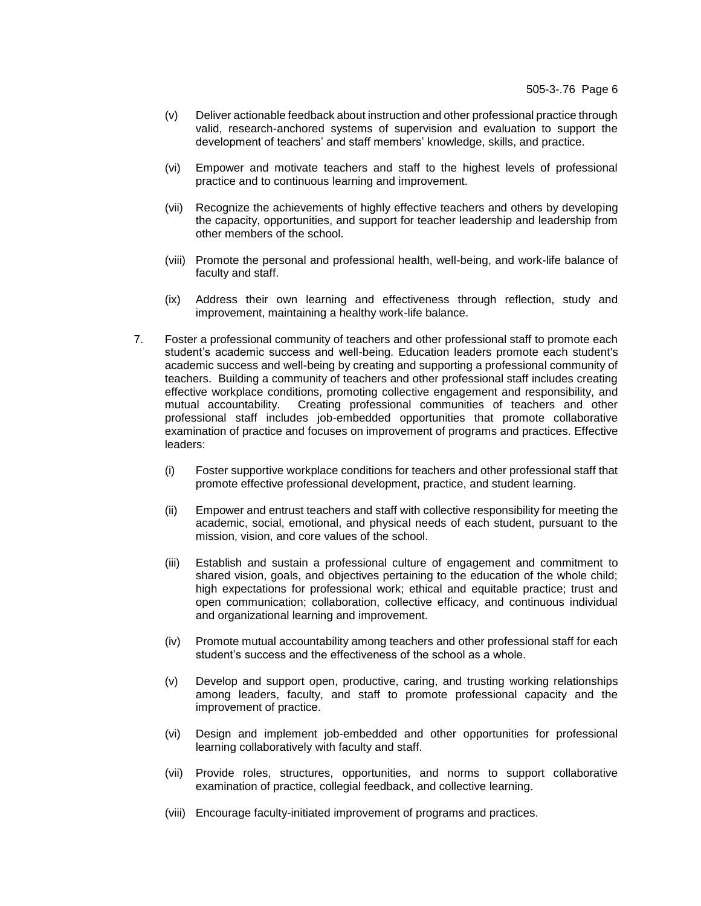(v) Deliver actionable feedback about instruction and other professional practice through valid, research-anchored systems of supervision and evaluation to support the development of teachers' and staff members' knowledge, skills, and practice.

(vi) Empower and motivate teachers and staff to the highest levels of professional practice and to continuous learning and improvement.

(vii) Recognize the achievements of highly effective teachers and others by developing the capacity, opportunities, and support for teacher leadership and leadership from other members of the school.

(viii) Promote the personal and professional health, well-being, and work-life balance of faculty and staff.

(ix) Address their own learning and effectiveness through reflection, study and improvement, maintaining a healthy work-life balance.

7. Foster a professional community of teachers and other professional staff to promote each student's academic success and well-being. Education leaders promote each student's academic success and well-being by creating and supporting a professional community of teachers. Building a community of teachers and other professional staff includes creating effective workplace conditions, promoting collective engagement and responsibility, and mutual accountability. Creating professional communities of teachers and other professional staff includes job-embedded opportunities that promote collaborative examination of practice and focuses on improvement of programs and practices. Effective leaders:

   (i) Foster supportive workplace conditions for teachers and other professional staff that promote effective professional development, practice, and student learning.

   (ii) Empower and entrust teachers and staff with collective responsibility for meeting the academic, social, emotional, and physical needs of each student, pursuant to the mission, vision, and core values of the school.

   (iii) Establish and sustain a professional culture of engagement and commitment to shared vision, goals, and objectives pertaining to the education of the whole child; high expectations for professional work; ethical and equitable practice; trust and open communication; collaboration, collective efficacy, and continuous individual and organizational learning and improvement.

   (iv) Promote mutual accountability among teachers and other professional staff for each student's success and the effectiveness of the school as a whole.

   (v) Develop and support open, productive, caring, and trusting working relationships among leaders, faculty, and staff to promote professional capacity and the improvement of practice.

   (vi) Design and implement job-embedded and other opportunities for professional learning collaboratively with faculty and staff.

   (vii) Provide roles, structures, opportunities, and norms to support collaborative examination of practice, collegial feedback, and collective learning.

   (viii) Encourage faculty-initiated improvement of programs and practices.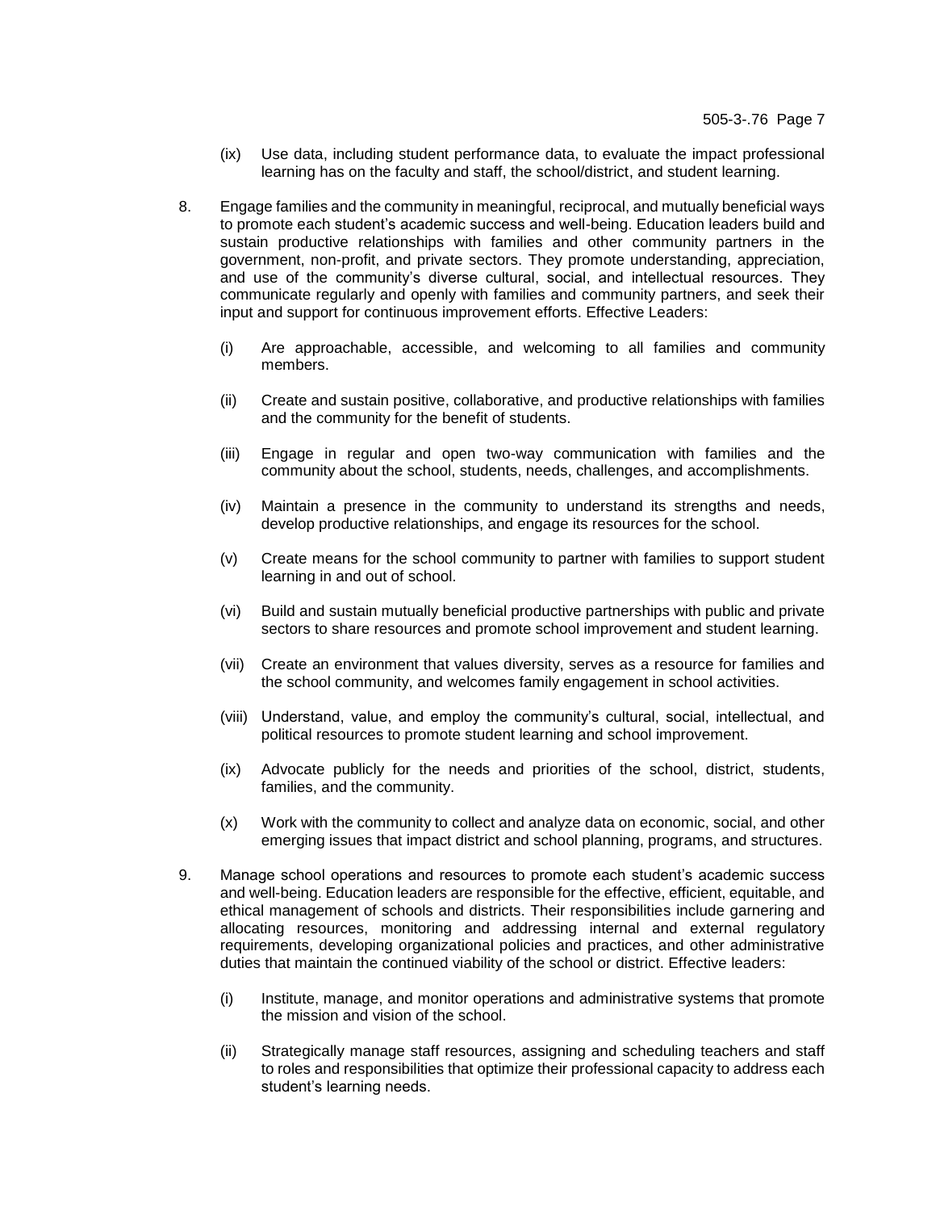(ix) Use data, including student performance data, to evaluate the impact professional learning has on the faculty and staff, the school/district, and student learning.

8. Engage families and the community in meaningful, reciprocal, and mutually beneficial ways to promote each student's academic success and well-being. Education leaders build and sustain productive relationships with families and other community partners in the government, non-profit, and private sectors. They promote understanding, appreciation, and use of the community's diverse cultural, social, and intellectual resources. They communicate regularly and openly with families and community partners, and seek their input and support for continuous improvement efforts. Effective Leaders:

   (i) Are approachable, accessible, and welcoming to all families and community members.

   (ii) Create and sustain positive, collaborative, and productive relationships with families and the community for the benefit of students.

   (iii) Engage in regular and open two-way communication with families and the community about the school, students, needs, challenges, and accomplishments.

   (iv) Maintain a presence in the community to understand its strengths and needs, develop productive relationships, and engage its resources for the school.

   (v) Create means for the school community to partner with families to support student learning in and out of school.

   (vi) Build and sustain mutually beneficial productive partnerships with public and private sectors to share resources and promote school improvement and student learning.

   (vii) Create an environment that values diversity, serves as a resource for families and the school community, and welcomes family engagement in school activities.

   (viii) Understand, value, and employ the community's cultural, social, intellectual, and political resources to promote student learning and school improvement.

   (ix) Advocate publicly for the needs and priorities of the school, district, students, families, and the community.

   (x) Work with the community to collect and analyze data on economic, social, and other emerging issues that impact district and school planning, programs, and structures.

9. Manage school operations and resources to promote each student's academic success and well-being. Education leaders are responsible for the effective, efficient, equitable, and ethical management of schools and districts. Their responsibilities include garnering and allocating resources, monitoring and addressing internal and external regulatory requirements, developing organizational policies and practices, and other administrative duties that maintain the continued viability of the school or district. Effective leaders:

   (i) Institute, manage, and monitor operations and administrative systems that promote the mission and vision of the school.

   (ii) Strategically manage staff resources, assigning and scheduling teachers and staff to roles and responsibilities that optimize their professional capacity to address each student's learning needs.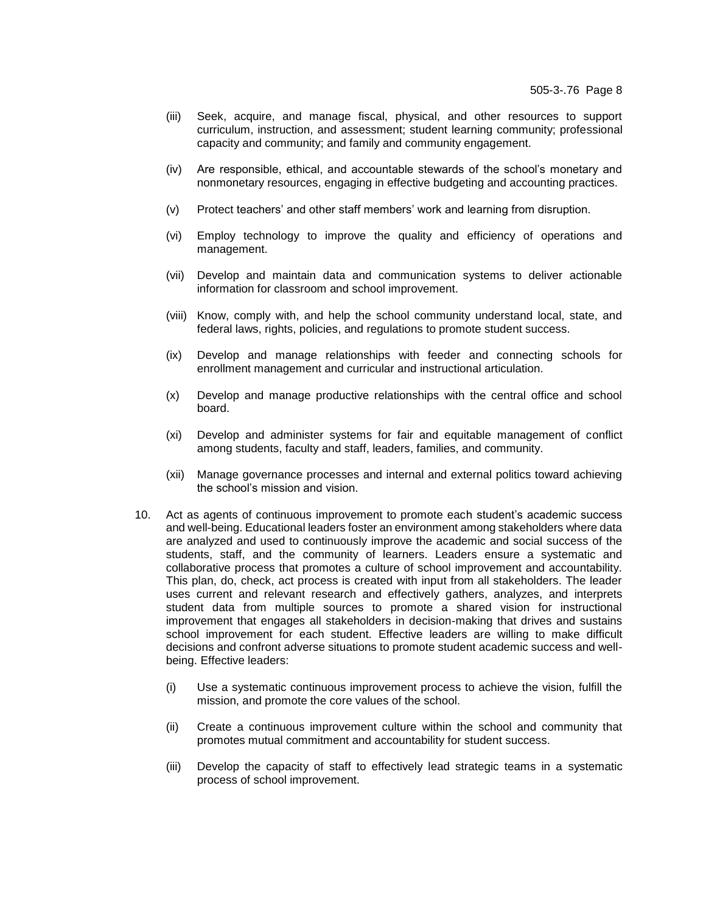(iii) Seek, acquire, and manage fiscal, physical, and other resources to support curriculum, instruction, and assessment; student learning community; professional capacity and community; and family and community engagement.

(iv) Are responsible, ethical, and accountable stewards of the school's monetary and nonmonetary resources, engaging in effective budgeting and accounting practices.

(v) Protect teachers' and other staff members' work and learning from disruption.

(vi) Employ technology to improve the quality and efficiency of operations and management.

(vii) Develop and maintain data and communication systems to deliver actionable information for classroom and school improvement.

(viii) Know, comply with, and help the school community understand local, state, and federal laws, rights, policies, and regulations to promote student success.

(ix) Develop and manage relationships with feeder and connecting schools for enrollment management and curricular and instructional articulation.

(x) Develop and manage productive relationships with the central office and school board.

(xi) Develop and administer systems for fair and equitable management of conflict among students, faculty and staff, leaders, families, and community.

(xii) Manage governance processes and internal and external politics toward achieving the school's mission and vision.

10. Act as agents of continuous improvement to promote each student's academic success and well-being. Educational leaders foster an environment among stakeholders where data are analyzed and used to continuously improve the academic and social success of the students, staff, and the community of learners. Leaders ensure a systematic and collaborative process that promotes a culture of school improvement and accountability. This plan, do, check, act process is created with input from all stakeholders. The leader uses current and relevant research and effectively gathers, analyzes, and interprets student data from multiple sources to promote a shared vision for instructional improvement that engages all stakeholders in decision-making that drives and sustains school improvement for each student. Effective leaders are willing to make difficult decisions and confront adverse situations to promote student academic success and well-being. Effective leaders:

    (i) Use a systematic continuous improvement process to achieve the vision, fulfill the mission, and promote the core values of the school.

    (ii) Create a continuous improvement culture within the school and community that promotes mutual commitment and accountability for student success.

    (iii) Develop the capacity of staff to effectively lead strategic teams in a systematic process of school improvement.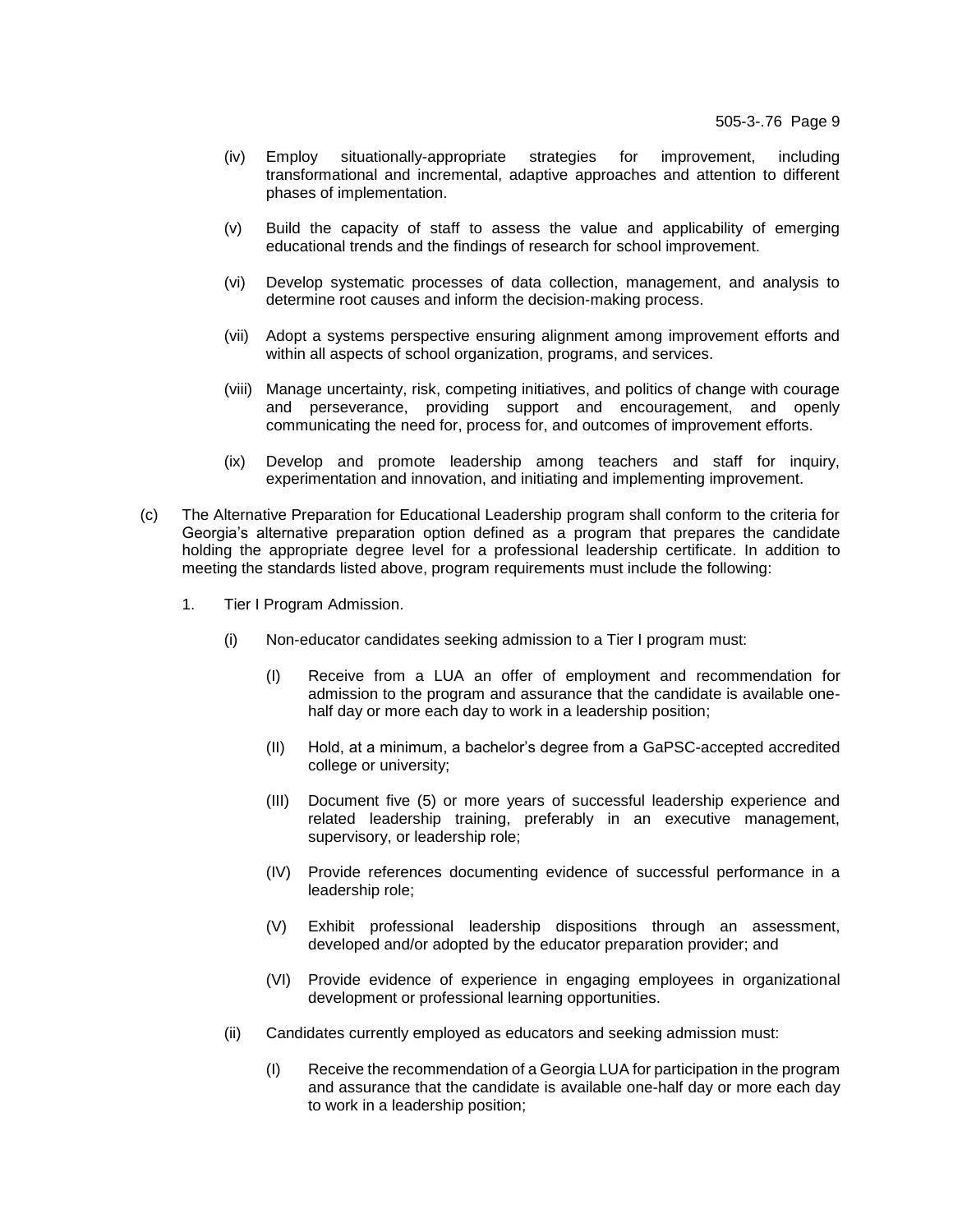(iv) Employ situationally-appropriate strategies for improvement, including transformational and incremental, adaptive approaches and attention to different phases of implementation.

(v) Build the capacity of staff to assess the value and applicability of emerging educational trends and the findings of research for school improvement.

(vi) Develop systematic processes of data collection, management, and analysis to determine root causes and inform the decision-making process.

(vii) Adopt a systems perspective ensuring alignment among improvement efforts and within all aspects of school organization, programs, and services.

(viii) Manage uncertainty, risk, competing initiatives, and politics of change with courage and perseverance, providing support and encouragement, and openly communicating the need for, process for, and outcomes of improvement efforts.

(ix) Develop and promote leadership among teachers and staff for inquiry, experimentation and innovation, and initiating and implementing improvement.

(c) The Alternative Preparation for Educational Leadership program shall conform to the criteria for Georgia's alternative preparation option defined as a program that prepares the candidate holding the appropriate degree level for a professional leadership certificate. In addition to meeting the standards listed above, program requirements must include the following:

1. Tier I Program Admission.

   (i) Non-educator candidates seeking admission to a Tier I program must:

      (I) Receive from a LUA an offer of employment and recommendation for admission to the program and assurance that the candidate is available one-half day or more each day to work in a leadership position;

      (II) Hold, at a minimum, a bachelor's degree from a GaPSC-accepted accredited college or university;

      (III) Document five (5) or more years of successful leadership experience and related leadership training, preferably in an executive management, supervisory, or leadership role;

      (IV) Provide references documenting evidence of successful performance in a leadership role;

      (V) Exhibit professional leadership dispositions through an assessment, developed and/or adopted by the educator preparation provider; and

      (VI) Provide evidence of experience in engaging employees in organizational development or professional learning opportunities.

   (ii) Candidates currently employed as educators and seeking admission must:

      (I) Receive the recommendation of a Georgia LUA for participation in the program and assurance that the candidate is available one-half day or more each day to work in a leadership position;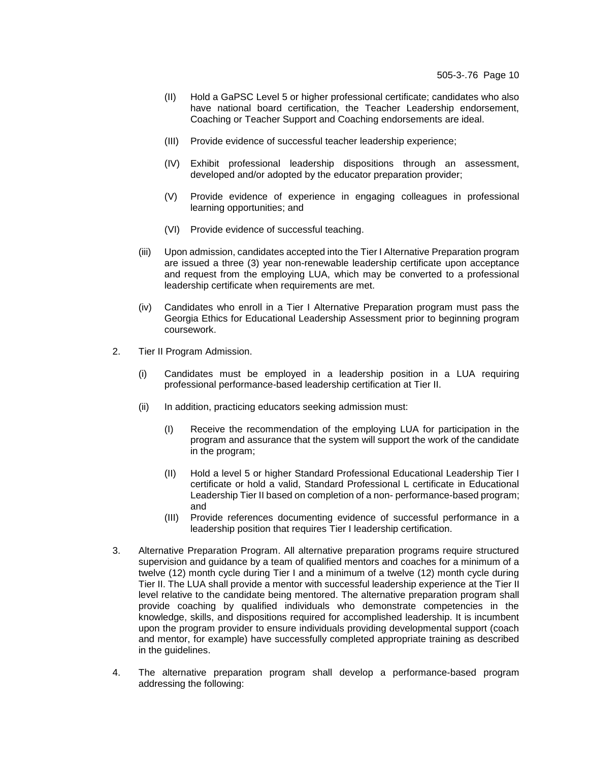(II) Hold a GaPSC Level 5 or higher professional certificate; candidates who also have national board certification, the Teacher Leadership endorsement, Coaching or Teacher Support and Coaching endorsements are ideal.

(III) Provide evidence of successful teacher leadership experience;

(IV) Exhibit professional leadership dispositions through an assessment, developed and/or adopted by the educator preparation provider;

(V) Provide evidence of experience in engaging colleagues in professional learning opportunities; and

(VI) Provide evidence of successful teaching.

(iii) Upon admission, candidates accepted into the Tier I Alternative Preparation program are issued a three (3) year non-renewable leadership certificate upon acceptance and request from the employing LUA, which may be converted to a professional leadership certificate when requirements are met.

(iv) Candidates who enroll in a Tier I Alternative Preparation program must pass the Georgia Ethics for Educational Leadership Assessment prior to beginning program coursework.

2. Tier II Program Admission.

(i) Candidates must be employed in a leadership position in a LUA requiring professional performance-based leadership certification at Tier II.

(ii) In addition, practicing educators seeking admission must:

(I) Receive the recommendation of the employing LUA for participation in the program and assurance that the system will support the work of the candidate in the program;

(II) Hold a level 5 or higher Standard Professional Educational Leadership Tier I certificate or hold a valid, Standard Professional L certificate in Educational Leadership Tier II based on completion of a non- performance-based program; and

(III) Provide references documenting evidence of successful performance in a leadership position that requires Tier I leadership certification.

3. Alternative Preparation Program. All alternative preparation programs require structured supervision and guidance by a team of qualified mentors and coaches for a minimum of a twelve (12) month cycle during Tier I and a minimum of a twelve (12) month cycle during Tier II. The LUA shall provide a mentor with successful leadership experience at the Tier II level relative to the candidate being mentored. The alternative preparation program shall provide coaching by qualified individuals who demonstrate competencies in the knowledge, skills, and dispositions required for accomplished leadership. It is incumbent upon the program provider to ensure individuals providing developmental support (coach and mentor, for example) have successfully completed appropriate training as described in the guidelines.

4. The alternative preparation program shall develop a performance-based program addressing the following: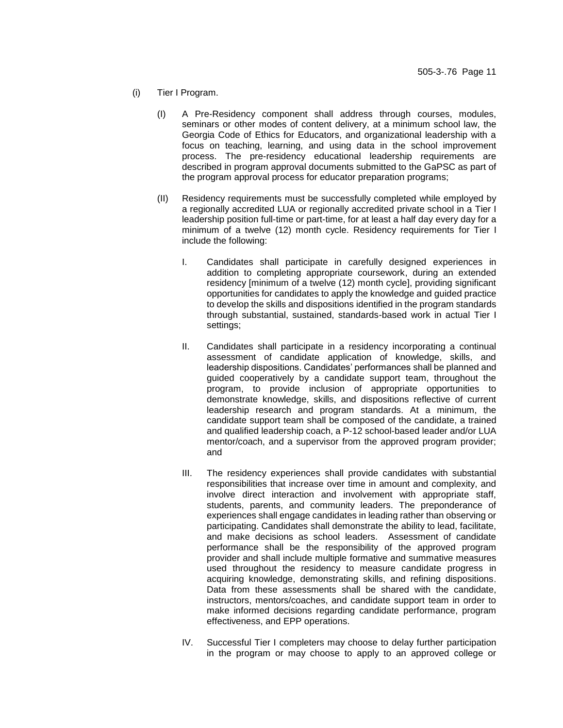(i) Tier I Program.

(I) A Pre-Residency component shall address through courses, modules, seminars or other modes of content delivery, at a minimum school law, the Georgia Code of Ethics for Educators, and organizational leadership with a focus on teaching, learning, and using data in the school improvement process. The pre-residency educational leadership requirements are described in program approval documents submitted to the GaPSC as part of the program approval process for educator preparation programs;

(II) Residency requirements must be successfully completed while employed by a regionally accredited LUA or regionally accredited private school in a Tier I leadership position full-time or part-time, for at least a half day every day for a minimum of a twelve (12) month cycle. Residency requirements for Tier I include the following:

I. Candidates shall participate in carefully designed experiences in addition to completing appropriate coursework, during an extended residency [minimum of a twelve (12) month cycle], providing significant opportunities for candidates to apply the knowledge and guided practice to develop the skills and dispositions identified in the program standards through substantial, sustained, standards-based work in actual Tier I settings;

II. Candidates shall participate in a residency incorporating a continual assessment of candidate application of knowledge, skills, and leadership dispositions. Candidates' performances shall be planned and guided cooperatively by a candidate support team, throughout the program, to provide inclusion of appropriate opportunities to demonstrate knowledge, skills, and dispositions reflective of current leadership research and program standards. At a minimum, the candidate support team shall be composed of the candidate, a trained and qualified leadership coach, a P-12 school-based leader and/or LUA mentor/coach, and a supervisor from the approved program provider; and

III. The residency experiences shall provide candidates with substantial responsibilities that increase over time in amount and complexity, and involve direct interaction and involvement with appropriate staff, students, parents, and community leaders. The preponderance of experiences shall engage candidates in leading rather than observing or participating. Candidates shall demonstrate the ability to lead, facilitate, and make decisions as school leaders. Assessment of candidate performance shall be the responsibility of the approved program provider and shall include multiple formative and summative measures used throughout the residency to measure candidate progress in acquiring knowledge, demonstrating skills, and refining dispositions. Data from these assessments shall be shared with the candidate, instructors, mentors/coaches, and candidate support team in order to make informed decisions regarding candidate performance, program effectiveness, and EPP operations.

IV. Successful Tier I completers may choose to delay further participation in the program or may choose to apply to an approved college or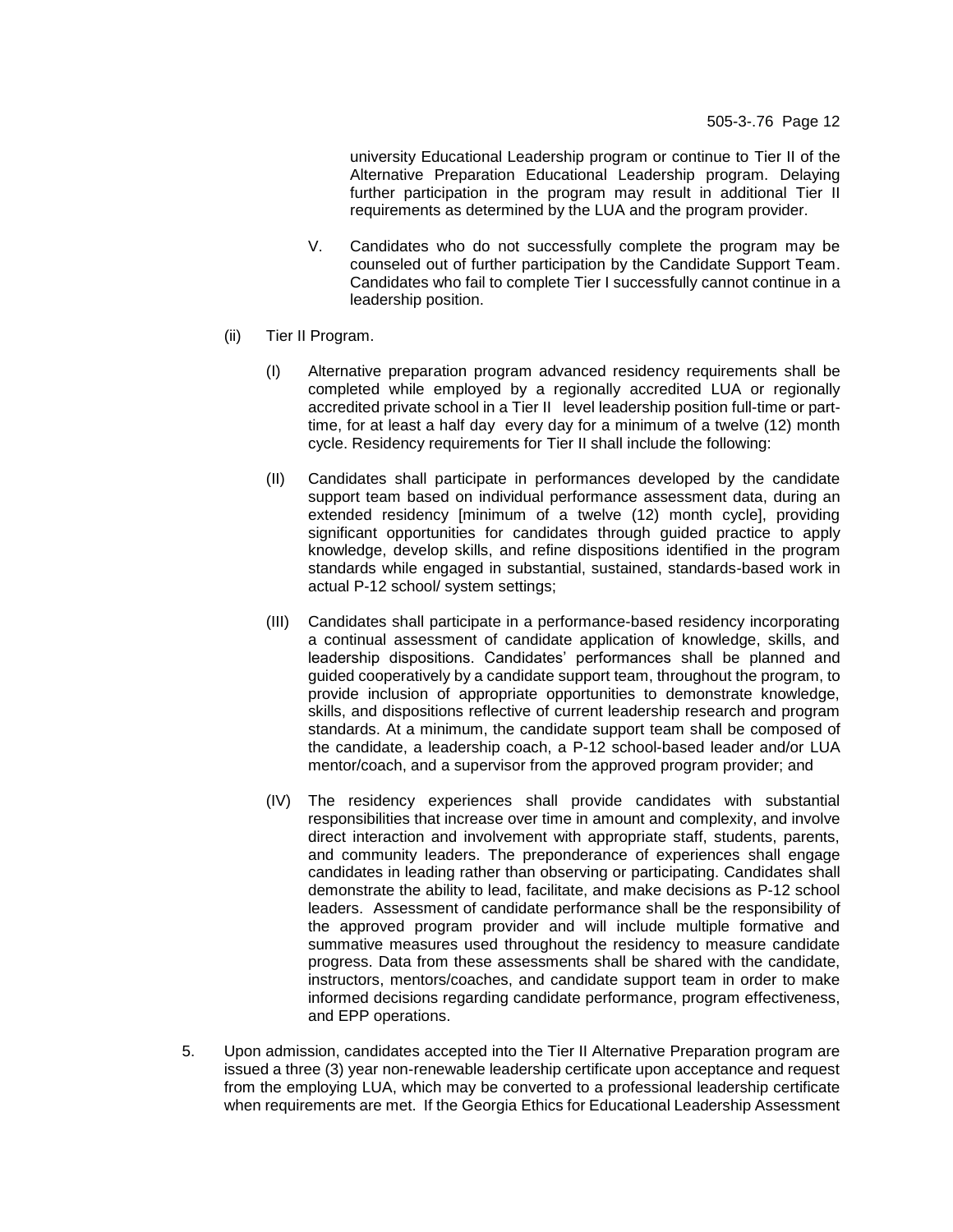university Educational Leadership program or continue to Tier II of the Alternative Preparation Educational Leadership program. Delaying further participation in the program may result in additional Tier II requirements as determined by the LUA and the program provider.

V. Candidates who do not successfully complete the program may be counseled out of further participation by the Candidate Support Team. Candidates who fail to complete Tier I successfully cannot continue in a leadership position.

(ii) Tier II Program.

(I) Alternative preparation program advanced residency requirements shall be completed while employed by a regionally accredited LUA or regionally accredited private school in a Tier II level leadership position full-time or part-time, for at least a half day every day for a minimum of a twelve (12) month cycle. Residency requirements for Tier II shall include the following:

(II) Candidates shall participate in performances developed by the candidate support team based on individual performance assessment data, during an extended residency [minimum of a twelve (12) month cycle], providing significant opportunities for candidates through guided practice to apply knowledge, develop skills, and refine dispositions identified in the program standards while engaged in substantial, sustained, standards-based work in actual P-12 school/ system settings;

(III) Candidates shall participate in a performance-based residency incorporating a continual assessment of candidate application of knowledge, skills, and leadership dispositions. Candidates' performances shall be planned and guided cooperatively by a candidate support team, throughout the program, to provide inclusion of appropriate opportunities to demonstrate knowledge, skills, and dispositions reflective of current leadership research and program standards. At a minimum, the candidate support team shall be composed of the candidate, a leadership coach, a P-12 school-based leader and/or LUA mentor/coach, and a supervisor from the approved program provider; and

(IV) The residency experiences shall provide candidates with substantial responsibilities that increase over time in amount and complexity, and involve direct interaction and involvement with appropriate staff, students, parents, and community leaders. The preponderance of experiences shall engage candidates in leading rather than observing or participating. Candidates shall demonstrate the ability to lead, facilitate, and make decisions as P-12 school leaders. Assessment of candidate performance shall be the responsibility of the approved program provider and will include multiple formative and summative measures used throughout the residency to measure candidate progress. Data from these assessments shall be shared with the candidate, instructors, mentors/coaches, and candidate support team in order to make informed decisions regarding candidate performance, program effectiveness, and EPP operations.

5. Upon admission, candidates accepted into the Tier II Alternative Preparation program are issued a three (3) year non-renewable leadership certificate upon acceptance and request from the employing LUA, which may be converted to a professional leadership certificate when requirements are met. If the Georgia Ethics for Educational Leadership Assessment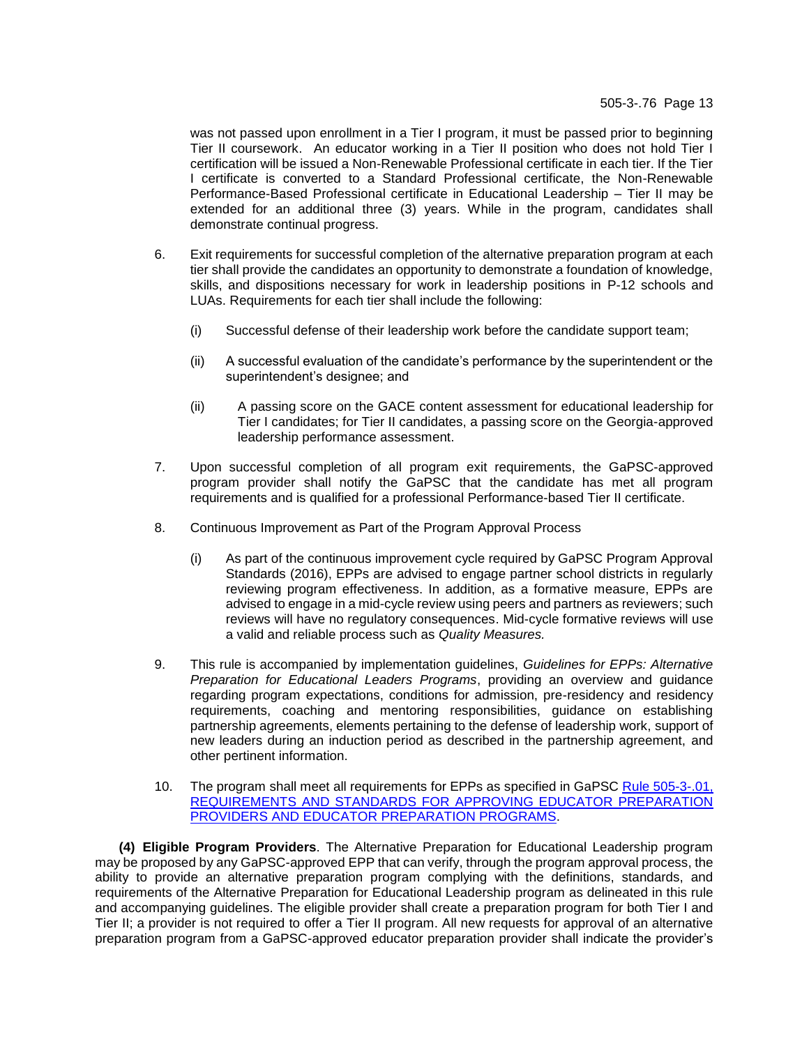was not passed upon enrollment in a Tier I program, it must be passed prior to beginning Tier II coursework. An educator working in a Tier II position who does not hold Tier I certification will be issued a Non-Renewable Professional certificate in each tier. If the Tier I certificate is converted to a Standard Professional certificate, the Non-Renewable Performance-Based Professional certificate in Educational Leadership – Tier II may be extended for an additional three (3) years. While in the program, candidates shall demonstrate continual progress.

6. Exit requirements for successful completion of the alternative preparation program at each tier shall provide the candidates an opportunity to demonstrate a foundation of knowledge, skills, and dispositions necessary for work in leadership positions in P-12 schools and LUAs. Requirements for each tier shall include the following:

   (i) Successful defense of their leadership work before the candidate support team;

   (ii) A successful evaluation of the candidate's performance by the superintendent or the superintendent's designee; and

   (ii) A passing score on the GACE content assessment for educational leadership for Tier I candidates; for Tier II candidates, a passing score on the Georgia-approved leadership performance assessment.

7. Upon successful completion of all program exit requirements, the GaPSC-approved program provider shall notify the GaPSC that the candidate has met all program requirements and is qualified for a professional Performance-based Tier II certificate.

8. Continuous Improvement as Part of the Program Approval Process

   (i) As part of the continuous improvement cycle required by GaPSC Program Approval Standards (2016), EPPs are advised to engage partner school districts in regularly reviewing program effectiveness. In addition, as a formative measure, EPPs are advised to engage in a mid-cycle review using peers and partners as reviewers; such reviews will have no regulatory consequences. Mid-cycle formative reviews will use a valid and reliable process such as *Quality Measures.*

9. This rule is accompanied by implementation guidelines, *Guidelines for EPPs: Alternative Preparation for Educational Leaders Programs*, providing an overview and guidance regarding program expectations, conditions for admission, pre-residency and residency requirements, coaching and mentoring responsibilities, guidance on establishing partnership agreements, elements pertaining to the defense of leadership work, support of new leaders during an induction period as described in the partnership agreement, and other pertinent information.

10. The program shall meet all requirements for EPPs as specified in GaPSC Rule 505-3-.01, REQUIREMENTS AND STANDARDS FOR APPROVING EDUCATOR PREPARATION PROVIDERS AND EDUCATOR PREPARATION PROGRAMS.

**(4) Eligible Program Providers**. The Alternative Preparation for Educational Leadership program may be proposed by any GaPSC-approved EPP that can verify, through the program approval process, the ability to provide an alternative preparation program complying with the definitions, standards, and requirements of the Alternative Preparation for Educational Leadership program as delineated in this rule and accompanying guidelines. The eligible provider shall create a preparation program for both Tier I and Tier II; a provider is not required to offer a Tier II program. All new requests for approval of an alternative preparation program from a GaPSC-approved educator preparation provider shall indicate the provider's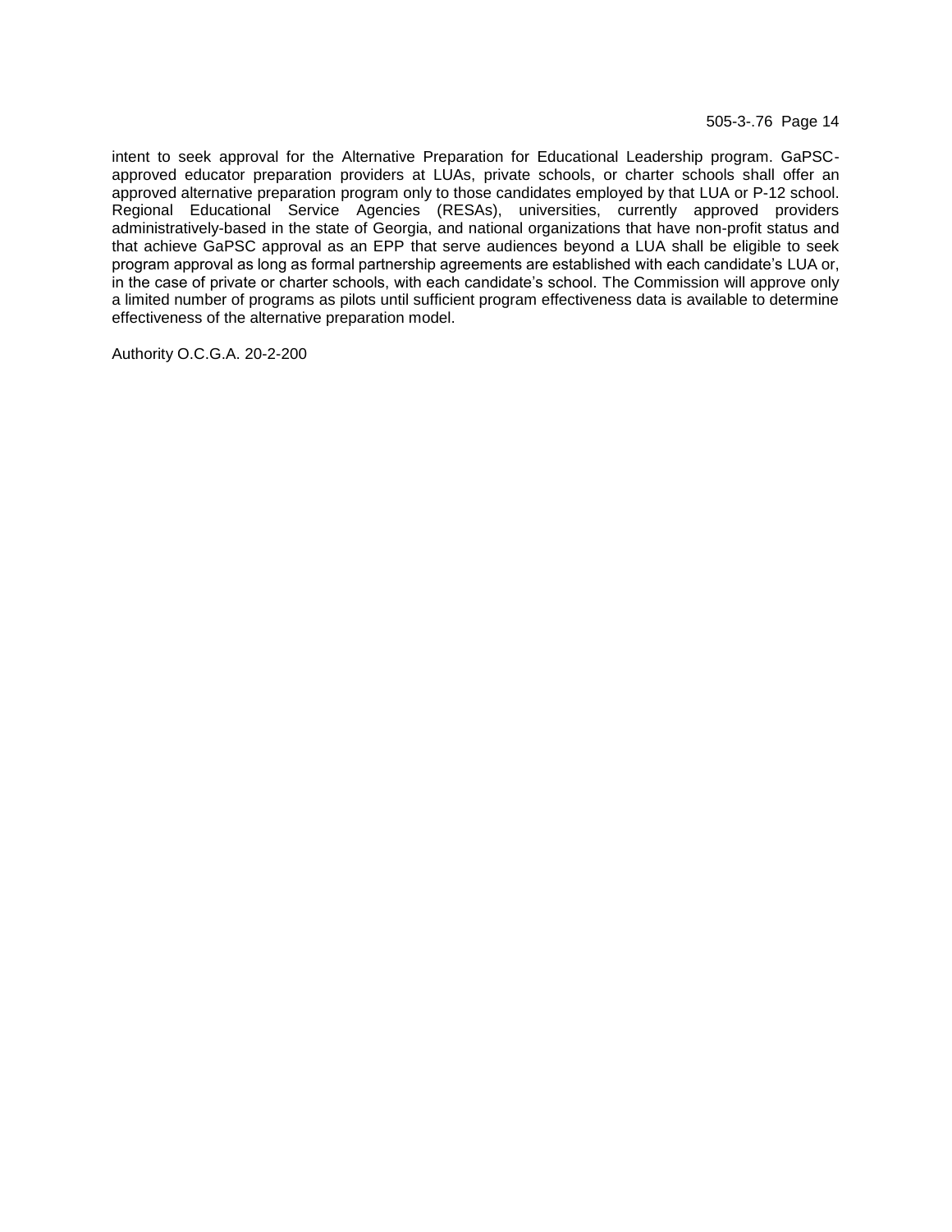intent to seek approval for the Alternative Preparation for Educational Leadership program. GaPSC-approved educator preparation providers at LUAs, private schools, or charter schools shall offer an approved alternative preparation program only to those candidates employed by that LUA or P-12 school. Regional Educational Service Agencies (RESAs), universities, currently approved providers administratively-based in the state of Georgia, and national organizations that have non-profit status and that achieve GaPSC approval as an EPP that serve audiences beyond a LUA shall be eligible to seek program approval as long as formal partnership agreements are established with each candidate's LUA or, in the case of private or charter schools, with each candidate's school. The Commission will approve only a limited number of programs as pilots until sufficient program effectiveness data is available to determine effectiveness of the alternative preparation model.

Authority O.C.G.A. 20-2-200